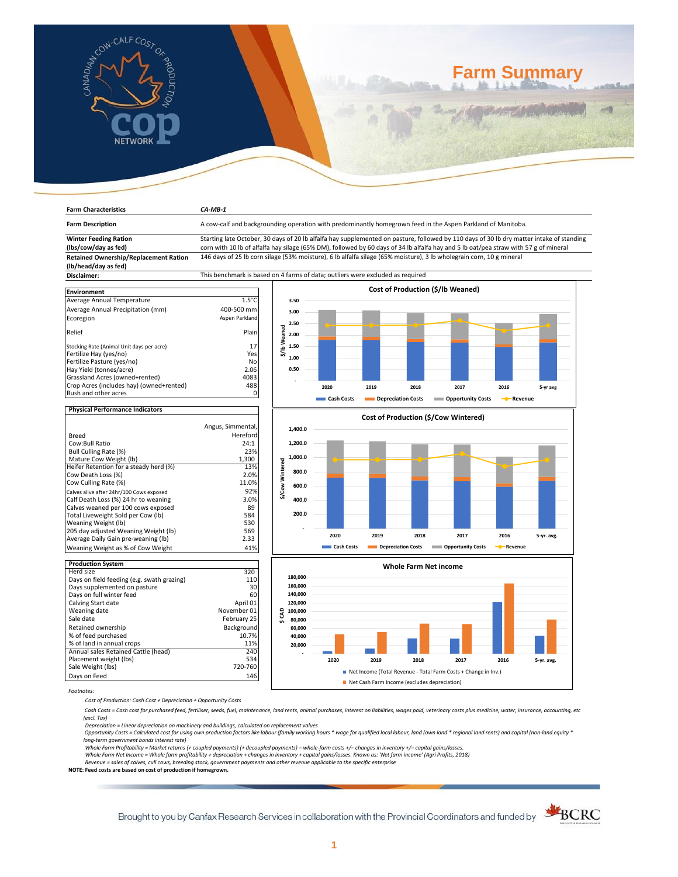# Farm Summary

| Farm Characteristics | CA-MB-1 |
|---|---|
| Farm Description | A cow-calf and backgrounding operation with predominantly homegrown feed in the Aspen Parkland of Manitoba. |
| Winter Feeding Ration (lbs/cow/day as fed) | Starting late October, 30 days of 20 lb alfalfa hay supplemented on pasture, followed by 110 days of 30 lb dry matter intake of standing corn with 10 lb of alfalfa hay silage (65% DM), followed by 60 days of 34 lb alfalfa hay and 5 lb oat/pea straw with 57 g of mineral |
| Retained Ownership/Replacement Ration (lb/head/day as fed) | 146 days of 25 lb corn silage (53% moisture), 6 lb alfalfa silage (65% moisture), 3 lb wholegrain corn, 10 g mineral |
| Disclaimer: | This benchmark is based on 4 farms of data; outliers were excluded as required |

| Environment | |
|---|---|
| Average Annual Temperature | 1.5°C |
| Average Annual Precipitation (mm) | 400-500 mm |
| Ecoregion | Aspen Parkland |
| Relief | Plain |
| Stocking Rate (Animal Unit days per acre) | 17 |
| Fertilize Hay (yes/no) | Yes |
| Fertilize Pasture (yes/no) | No |
| Hay Yield (tonnes/acre) | 2.06 |
| Grassland Acres (owned+rented) | 4083 |
| Crop Acres (includes hay) (owned+rented) | 488 |
| Bush and other acres | 0 |

| Physical Performance Indicators | |
|---|---|
| Breed | Angus, Simmental, Hereford |
| Cow:Bull Ratio | 24:1 |
| Bull Culling Rate (%) | 23% |
| Mature Cow Weight (lb) | 1,300 |
| Heifer Retention for a steady herd (%) | 13% |
| Cow Death Loss (%) | 2.0% |
| Cow Culling Rate (%) | 11.0% |
| Calves alive after 24hr/100 Cows exposed | 92% |
| Calf Death Loss (%) 24 hr to weaning | 3.0% |
| Calves weaned per 100 cows exposed | 89 |
| Total Liveweight Sold per Cow (lb) | 584 |
| Weaning Weight (lb) | 530 |
| 205 day adjusted Weaning Weight (lb) | 569 |
| Average Daily Gain pre-weaning (lb) | 2.33 |
| Weaning Weight as % of Cow Weight | 41% |

| Production System | |
|---|---|
| Herd size | 320 |
| Days on field feeding (e.g. swath grazing) | 110 |
| Days supplemented on pasture | 30 |
| Days on full winter feed | 60 |
| Calving Start date | April 01 |
| Weaning date | November 01 |
| Sale date | February 25 |
| Retained ownership | Background |
| % of feed purchased | 10.7% |
| % of land in annual crops | 11% |
| Annual sales Retained Cattle (head) | 240 |
| Placement weight (lbs) | 534 |
| Sale Weight (lbs) | 720-760 |
| Days on Feed | 146 |

**Cost of Production ($/lb Weaned)**

Chart: stacked bars of Cash Costs, Depreciation Costs, Opportunity Costs with Revenue line for 2020, 2019, 2018, 2017, 2016, 5-yr avg.

**Cost of Production ($/Cow Wintered)**

Chart: stacked bars of Cash Costs, Depreciation Costs, Opportunity Costs with Revenue line for 2020, 2019, 2018, 2017, 2016, 5-yr. avg.

**Whole Farm Net income**

Chart ($ CAD) for 2020, 2019, 2018, 2017, 2016, 5-yr. avg.: Net Income (Total Revenue - Total Farm Costs + Change in Inv.); Net Cash Farm Income (excludes depreciation)

*Footnotes:*

*Cost of Production: Cash Cost + Depreciation + Opportunity Costs*

*Cash Costs = Cash cost for purchased feed, fertiliser, seeds, fuel, maintenance, land rents, animal purchases, interest on liabilities, wages paid, veterinary costs plus medicine, water, insurance, accounting, etc (excl. Tax)*

*Depreciation = Linear depreciation on machinery and buildings, calculated on replacement values*

*Opportunity Costs = Calculated cost for using own production factors like labour (family working hours \* wage for qualified local labour, land (own land \* regional land rents) and capital (non-land equity \* long-term government bonds interest rate)*

*Whole Farm Profitability = Market returns (+ coupled payments) (+ decoupled payments) – whole-farm costs +/– changes in inventory +/– capital gains/losses.*

*Whole Farm Net Income = Whole farm profitability + depreciation + changes in inventory + capital gains/losses. Known as: 'Net farm income' (Agri Profits, 2018)*

*Revenue = sales of calves, cull cows, breeding stock, government payments and other revenue applicable to the specific enterprise*

**NOTE: Feed costs are based on cost of production if homegrown.**

Brought to you by Canfax Research Services in collaboration with the Provincial Coordinators and funded by BCRC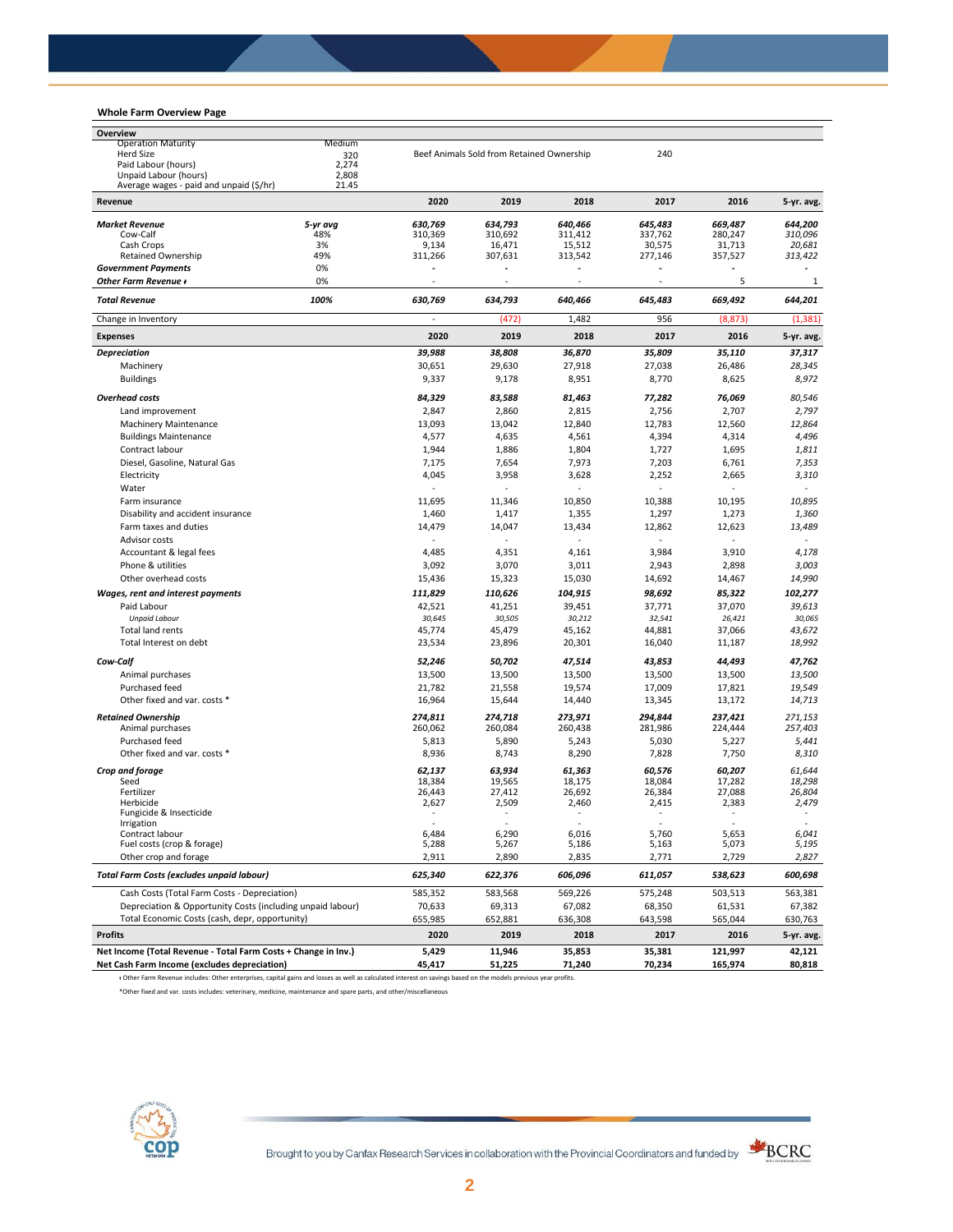## Whole Farm Overview Page

| Overview | | | | | | | |
|---|---|---|---|---|---|---|---|
| Operation Maturity | Medium | | | | | | |
| Herd Size | 320 | Beef Animals Sold from Retained Ownership | | | 240 | | |
| Paid Labour (hours) | 2,274 | | | | | | |
| Unpaid Labour (hours) | 2,808 | | | | | | |
| Average wages - paid and unpaid ($/hr) | 21.45 | | | | | | |
| **Revenue** | | **2020** | **2019** | **2018** | **2017** | **2016** | **5-yr. avg.** |
| ***Market Revenue*** | *5-yr avg* | *630,769* | *634,793* | *640,466* | *645,483* | *669,487* | *644,200* |
| Cow-Calf | 48% | 310,369 | 310,692 | 311,412 | 337,762 | 280,247 | *310,096* |
| Cash Crops | 3% | 9,134 | 16,471 | 15,512 | 30,575 | 31,713 | *20,681* |
| Retained Ownership | 49% | 311,266 | 307,631 | 313,542 | 277,146 | 357,527 | *313,422* |
| ***Government Payments*** | 0% | - | - | - | - | - | - |
| ***Other Farm Revenue ǂ*** | 0% | - | - | - | - | 5 | 1 |
| ***Total Revenue*** | ***100%*** | ***630,769*** | ***634,793*** | ***640,466*** | ***645,483*** | ***669,492*** | ***644,201*** |
| Change in Inventory | | - | (472) | 1,482 | 956 | (8,873) | (1,381) |
| **Expenses** | | **2020** | **2019** | **2018** | **2017** | **2016** | **5-yr. avg.** |
| ***Depreciation*** | | ***39,988*** | ***38,808*** | ***36,870*** | ***35,809*** | ***35,110*** | ***37,317*** |
| Machinery | | 30,651 | 29,630 | 27,918 | 27,038 | 26,486 | *28,345* |
| Buildings | | 9,337 | 9,178 | 8,951 | 8,770 | 8,625 | *8,972* |
| ***Overhead costs*** | | ***84,329*** | ***83,588*** | ***81,463*** | ***77,282*** | ***76,069*** | *80,546* |
| Land improvement | | 2,847 | 2,860 | 2,815 | 2,756 | 2,707 | *2,797* |
| Machinery Maintenance | | 13,093 | 13,042 | 12,840 | 12,783 | 12,560 | *12,864* |
| Buildings Maintenance | | 4,577 | 4,635 | 4,561 | 4,394 | 4,314 | *4,496* |
| Contract labour | | 1,944 | 1,886 | 1,804 | 1,727 | 1,695 | *1,811* |
| Diesel, Gasoline, Natural Gas | | 7,175 | 7,654 | 7,973 | 7,203 | 6,761 | *7,353* |
| Electricity | | 4,045 | 3,958 | 3,628 | 2,252 | 2,665 | *3,310* |
| Water | | - | - | - | - | - | - |
| Farm insurance | | 11,695 | 11,346 | 10,850 | 10,388 | 10,195 | *10,895* |
| Disability and accident insurance | | 1,460 | 1,417 | 1,355 | 1,297 | 1,273 | *1,360* |
| Farm taxes and duties | | 14,479 | 14,047 | 13,434 | 12,862 | 12,623 | *13,489* |
| Advisor costs | | - | - | - | - | - | - |
| Accountant & legal fees | | 4,485 | 4,351 | 4,161 | 3,984 | 3,910 | *4,178* |
| Phone & utilities | | 3,092 | 3,070 | 3,011 | 2,943 | 2,898 | *3,003* |
| Other overhead costs | | 15,436 | 15,323 | 15,030 | 14,692 | 14,467 | *14,990* |
| ***Wages, rent and interest payments*** | | ***111,829*** | ***110,626*** | ***104,915*** | ***98,692*** | ***85,322*** | ***102,277*** |
| Paid Labour | | 42,521 | 41,251 | 39,451 | 37,771 | 37,070 | *39,613* |
| *Unpaid Labour* | | *30,645* | *30,505* | *30,212* | *32,541* | *26,421* | *30,065* |
| Total land rents | | 45,774 | 45,479 | 45,162 | 44,881 | 37,066 | *43,672* |
| Total Interest on debt | | 23,534 | 23,896 | 20,301 | 16,040 | 11,187 | *18,992* |
| ***Cow-Calf*** | | ***52,246*** | ***50,702*** | ***47,514*** | ***43,853*** | ***44,493*** | ***47,762*** |
| Animal purchases | | 13,500 | 13,500 | 13,500 | 13,500 | 13,500 | *13,500* |
| Purchased feed | | 21,782 | 21,558 | 19,574 | 17,009 | 17,821 | *19,549* |
| Other fixed and var. costs * | | 16,964 | 15,644 | 14,440 | 13,345 | 13,172 | *14,713* |
| ***Retained Ownership*** | | ***274,811*** | ***274,718*** | ***273,971*** | ***294,844*** | ***237,421*** | *271,153* |
| Animal purchases | | 260,062 | 260,084 | 260,438 | 281,986 | 224,444 | *257,403* |
| Purchased feed | | 5,813 | 5,890 | 5,243 | 5,030 | 5,227 | *5,441* |
| Other fixed and var. costs * | | 8,936 | 8,743 | 8,290 | 7,828 | 7,750 | *8,310* |
| ***Crop and forage*** | | ***62,137*** | ***63,934*** | ***61,363*** | ***60,576*** | ***60,207*** | *61,644* |
| Seed | | 18,384 | 19,565 | 18,175 | 18,084 | 17,282 | *18,298* |
| Fertilizer | | 26,443 | 27,412 | 26,692 | 26,384 | 27,088 | *26,804* |
| Herbicide | | 2,627 | 2,509 | 2,460 | 2,415 | 2,383 | *2,479* |
| Fungicide & Insecticide | | - | - | - | - | - | - |
| Irrigation | | - | - | - | - | - | - |
| Contract labour | | 6,484 | 6,290 | 6,016 | 5,760 | 5,653 | *6,041* |
| Fuel costs (crop & forage) | | 5,288 | 5,267 | 5,186 | 5,163 | 5,073 | *5,195* |
| Other crop and forage | | 2,911 | 2,890 | 2,835 | 2,771 | 2,729 | *2,827* |
| ***Total Farm Costs (excludes unpaid labour)*** | | ***625,340*** | ***622,376*** | ***606,096*** | ***611,057*** | ***538,623*** | ***600,698*** |
| Cash Costs (Total Farm Costs - Depreciation) | | 585,352 | 583,568 | 569,226 | 575,248 | 503,513 | 563,381 |
| Depreciation & Opportunity Costs (including unpaid labour) | | 70,633 | 69,313 | 67,082 | 68,350 | 61,531 | 67,382 |
| Total Economic Costs (cash, depr, opportunity) | | 655,985 | 652,881 | 636,308 | 643,598 | 565,044 | 630,763 |
| **Profits** | | **2020** | **2019** | **2018** | **2017** | **2016** | **5-yr. avg.** |
| **Net Income (Total Revenue - Total Farm Costs + Change in Inv.)** | | **5,429** | **11,946** | **35,853** | **35,381** | **121,997** | **42,121** |
| **Net Cash Farm Income (excludes depreciation)** | | **45,417** | **51,225** | **71,240** | **70,234** | **165,974** | **80,818** |

ǂ Other Farm Revenue includes: Other enterprises, capital gains and losses as well as calculated interest on savings based on the models previous year profits.

*Other fixed and var. costs includes: veterinary, medicine, maintenance and spare parts, and other/miscellaneous

Brought to you by Canfax Research Services in collaboration with the Provincial Coordinators and funded by BCRC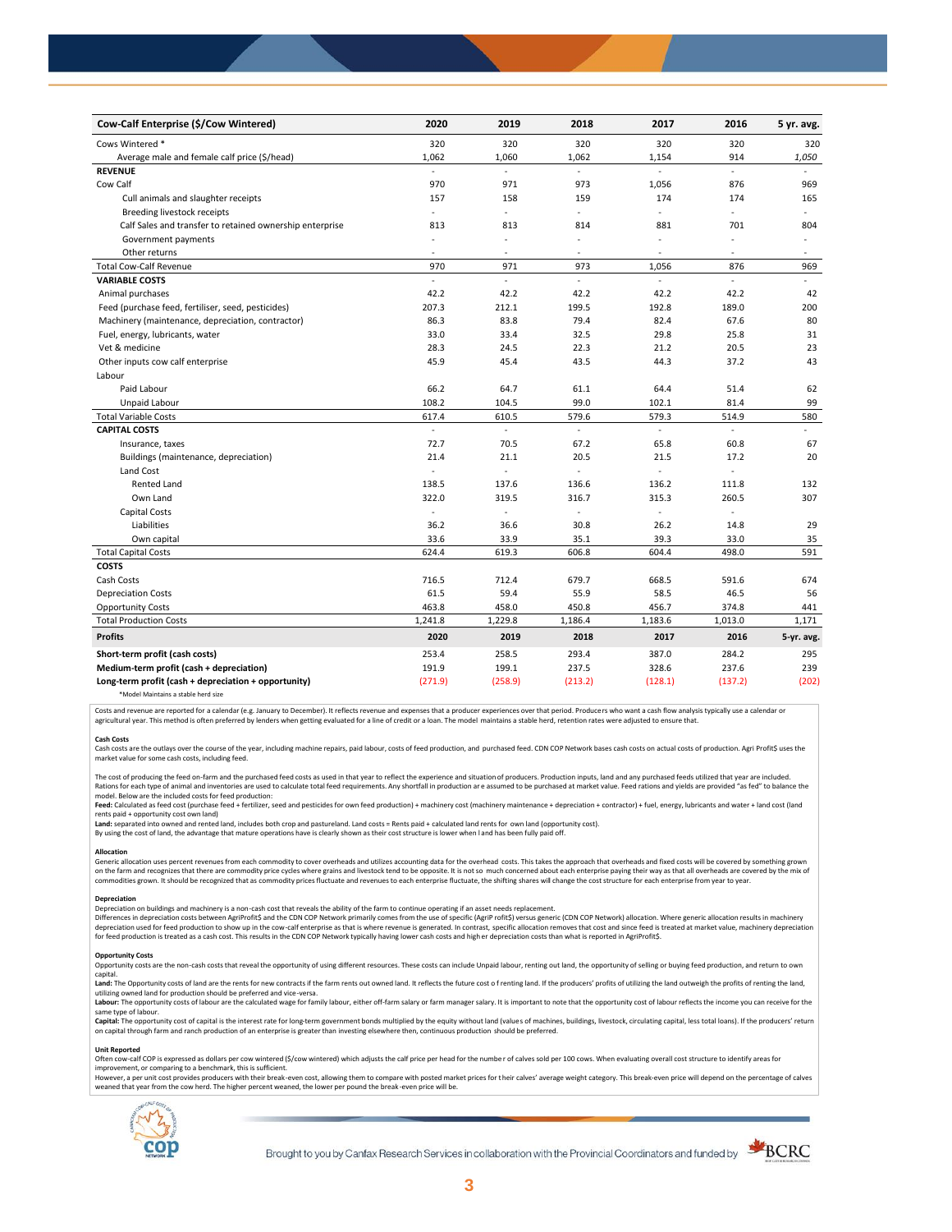| Cow-Calf Enterprise ($/Cow Wintered) | 2020 | 2019 | 2018 | 2017 | 2016 | 5 yr. avg. |
|---|---|---|---|---|---|---|
| Cows Wintered * | 320 | 320 | 320 | 320 | 320 | 320 |
| Average male and female calf price ($/head) | 1,062 | 1,060 | 1,062 | 1,154 | 914 | *1,050* |
| **REVENUE** | - | - | - | - | - | - |
| Cow Calf | 970 | 971 | 973 | 1,056 | 876 | 969 |
| Cull animals and slaughter receipts | 157 | 158 | 159 | 174 | 174 | 165 |
| Breeding livestock receipts | - | - | - | - | - | - |
| Calf Sales and transfer to retained ownership enterprise | 813 | 813 | 814 | 881 | 701 | 804 |
| Government payments | - | - | - | - | - | - |
| Other returns | - | - | - | - | - | - |
| Total Cow-Calf Revenue | 970 | 971 | 973 | 1,056 | 876 | 969 |
| **VARIABLE COSTS** | - | - | - | - | - | - |
| Animal purchases | 42.2 | 42.2 | 42.2 | 42.2 | 42.2 | 42 |
| Feed (purchase feed, fertiliser, seed, pesticides) | 207.3 | 212.1 | 199.5 | 192.8 | 189.0 | 200 |
| Machinery (maintenance, depreciation, contractor) | 86.3 | 83.8 | 79.4 | 82.4 | 67.6 | 80 |
| Fuel, energy, lubricants, water | 33.0 | 33.4 | 32.5 | 29.8 | 25.8 | 31 |
| Vet & medicine | 28.3 | 24.5 | 22.3 | 21.2 | 20.5 | 23 |
| Other inputs cow calf enterprise | 45.9 | 45.4 | 43.5 | 44.3 | 37.2 | 43 |
| Labour | | | | | | |
| Paid Labour | 66.2 | 64.7 | 61.1 | 64.4 | 51.4 | 62 |
| Unpaid Labour | 108.2 | 104.5 | 99.0 | 102.1 | 81.4 | 99 |
| Total Variable Costs | 617.4 | 610.5 | 579.6 | 579.3 | 514.9 | 580 |
| **CAPITAL COSTS** | - | - | - | - | - | - |
| Insurance, taxes | 72.7 | 70.5 | 67.2 | 65.8 | 60.8 | 67 |
| Buildings (maintenance, depreciation) | 21.4 | 21.1 | 20.5 | 21.5 | 17.2 | 20 |
| Land Cost | - | - | - | - | - | - |
| Rented Land | 138.5 | 137.6 | 136.6 | 136.2 | 111.8 | 132 |
| Own Land | 322.0 | 319.5 | 316.7 | 315.3 | 260.5 | 307 |
| Capital Costs | - | - | - | - | - | - |
| Liabilities | 36.2 | 36.6 | 30.8 | 26.2 | 14.8 | 29 |
| Own capital | 33.6 | 33.9 | 35.1 | 39.3 | 33.0 | 35 |
| Total Capital Costs | 624.4 | 619.3 | 606.8 | 604.4 | 498.0 | 591 |
| **COSTS** | | | | | | |
| Cash Costs | 716.5 | 712.4 | 679.7 | 668.5 | 591.6 | 674 |
| Depreciation Costs | 61.5 | 59.4 | 55.9 | 58.5 | 46.5 | 56 |
| Opportunity Costs | 463.8 | 458.0 | 450.8 | 456.7 | 374.8 | 441 |
| Total Production Costs | 1,241.8 | 1,229.8 | 1,186.4 | 1,183.6 | 1,013.0 | 1,171 |
| **Profits** | **2020** | **2019** | **2018** | **2017** | **2016** | **5-yr. avg.** |
| **Short-term profit (cash costs)** | 253.4 | 258.5 | 293.4 | 387.0 | 284.2 | 295 |
| **Medium-term profit (cash + depreciation)** | 191.9 | 199.1 | 237.5 | 328.6 | 237.6 | 239 |
| **Long-term profit (cash + depreciation + opportunity)** | (271.9) | (258.9) | (213.2) | (128.1) | (137.2) | (202) |

*Model Maintains a stable herd size

Costs and revenue are reported for a calendar (e.g. January to December). It reflects revenue and expenses that a producer experiences over that period. Producers who want a cash flow analysis typically use a calendar or agricultural year. This method is often preferred by lenders when getting evaluated for a line of credit or a loan. The model maintains a stable herd, retention rates were adjusted to ensure that.

**Cash Costs**
Cash costs are the outlays over the course of the year, including machine repairs, paid labour, costs of feed production, and purchased feed. CDN COP Network bases cash costs on actual costs of production. Agri Profit$ uses the market value for some cash costs, including feed.

The cost of producing the feed on-farm and the purchased feed costs as used in that year to reflect the experience and situation of producers. Production inputs, land and any purchased feeds utilized that year are included. Rations for each type of animal and inventories are used to calculate total feed requirements. Any shortfall in production are assumed to be purchased at market value. Feed rations and yields are provided "as fed" to balance the model. Below are the included costs for feed production:
**Feed:** Calculated as feed cost (purchase feed + fertilizer, seed and pesticides for own feed production) + machinery cost (machinery maintenance + depreciation + contractor) + fuel, energy, lubricants and water + land cost (land rents paid + opportunity cost own land)
**Land:** separated into owned and rented land, includes both crop and pastureland. Land costs = Rents paid + calculated land rents for own land (opportunity cost).
By using the cost of land, the advantage that mature operations have is clearly shown as their cost structure is lower when land has been fully paid off.

**Allocation**
Generic allocation uses percent revenues from each commodity to cover overheads and utilizes accounting data for the overhead costs. This takes the approach that overheads and fixed costs will be covered by something grown on the farm and recognizes that there are commodity price cycles where grains and livestock tend to be opposite. It is not so much concerned about each enterprise paying their way as that all overheads are covered by the mix of commodities grown. It should be recognized that as commodity prices fluctuate and revenues to each enterprise fluctuate, the shifting shares will change the cost structure for each enterprise from year to year.

**Depreciation**
Depreciation on buildings and machinery is a non-cash cost that reveals the ability of the farm to continue operating if an asset needs replacement.
Differences in depreciation costs between AgriProfit$ and the CDN COP Network primarily comes from the use of specific (AgriP rofit$) versus generic (CDN COP Network) allocation. Where generic allocation results in machinery depreciation used for feed production to show up in the cow-calf enterprise as that is where revenue is generated. In contrast, specific allocation removes that cost and since feed is treated at market value, machinery depreciation for feed production is treated as a cash cost. This results in the CDN COP Network typically having lower cash costs and higher depreciation costs than what is reported in AgriProfit$.

**Opportunity Costs**
Opportunity costs are the non-cash costs that reveal the opportunity of using different resources. These costs can include Unpaid labour, renting out land, the opportunity of selling or buying feed production, and return to own capital.
**Land:** The Opportunity costs of land are the rents for new contracts if the farm rents out owned land. It reflects the future cost of renting land. If the producers' profits of utilizing the land outweigh the profits of renting the land, utilizing owned land for production should be preferred and vice-versa.
**Labour:** The opportunity costs of labour are the calculated wage for family labour, either off-farm salary or farm manager salary. It is important to note that the opportunity cost of labour reflects the income you can receive for the same type of labour.
**Capital:** The opportunity cost of capital is the interest rate for long-term government bonds multiplied by the equity without land (values of machines, buildings, livestock, circulating capital, less total loans). If the producers' return on capital through farm and ranch production of an enterprise is greater than investing elsewhere then, continuous production should be preferred.

**Unit Reported**
Often cow-calf COP is expressed as dollars per cow wintered ($/cow wintered) which adjusts the calf price per head for the number of calves sold per 100 cows. When evaluating overall cost structure to identify areas for improvement, or comparing to a benchmark, this is sufficient.
However, a per unit cost provides producers with their break-even cost, allowing them to compare with posted market prices for their calves' average weight category. This break-even price will depend on the percentage of calves weaned that year from the cow herd. The higher percent weaned, the lower per pound the break-even price will be.

Brought to you by Canfax Research Services in collaboration with the Provincial Coordinators and funded by BCRC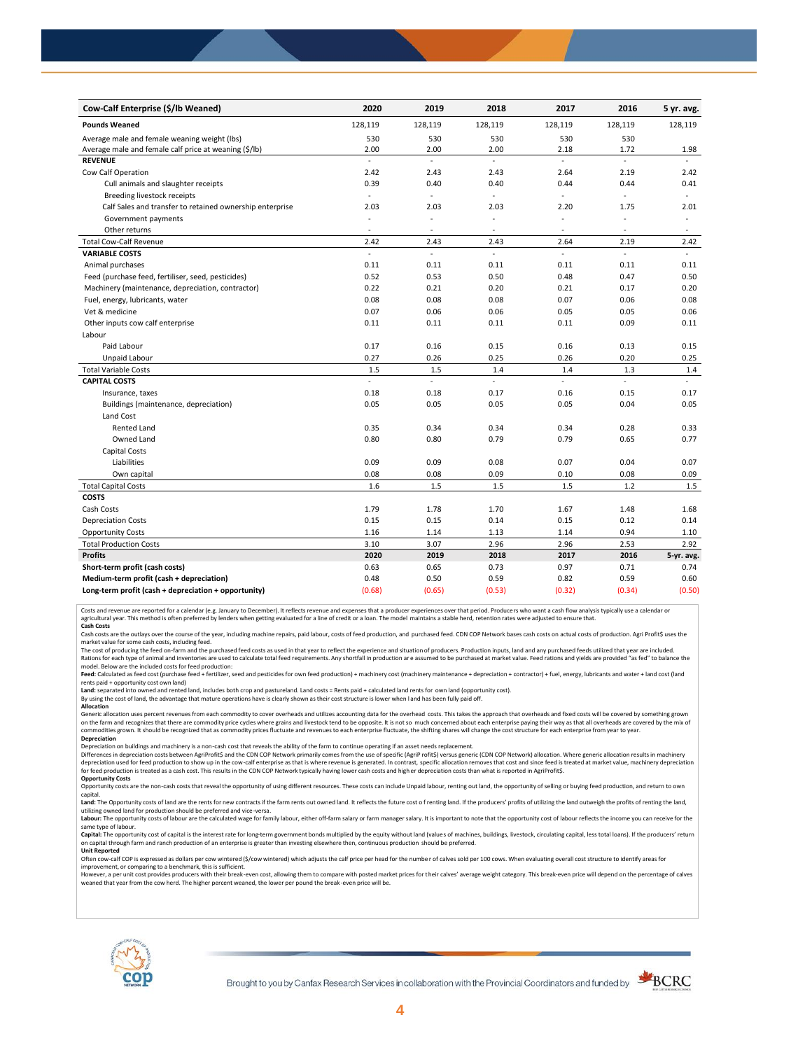| Cow-Calf Enterprise ($/lb Weaned) | 2020 | 2019 | 2018 | 2017 | 2016 | 5 yr. avg. |
|---|---|---|---|---|---|---|
| **Pounds Weaned** | 128,119 | 128,119 | 128,119 | 128,119 | 128,119 | 128,119 |
| Average male and female weaning weight (lbs) | 530 | 530 | 530 | 530 | 530 | |
| Average male and female calf price at weaning ($/lb) | 2.00 | 2.00 | 2.00 | 2.18 | 1.72 | 1.98 |
| **REVENUE** | - | - | - | - | - | - |
| Cow Calf Operation | 2.42 | 2.43 | 2.43 | 2.64 | 2.19 | 2.42 |
| Cull animals and slaughter receipts | 0.39 | 0.40 | 0.40 | 0.44 | 0.44 | 0.41 |
| Breeding livestock receipts | - | - | - | - | - | - |
| Calf Sales and transfer to retained ownership enterprise | 2.03 | 2.03 | 2.03 | 2.20 | 1.75 | 2.01 |
| Government payments | - | - | - | - | - | - |
| Other returns | - | - | - | - | - | - |
| Total Cow-Calf Revenue | 2.42 | 2.43 | 2.43 | 2.64 | 2.19 | 2.42 |
| **VARIABLE COSTS** | - | - | - | - | - | - |
| Animal purchases | 0.11 | 0.11 | 0.11 | 0.11 | 0.11 | 0.11 |
| Feed (purchase feed, fertiliser, seed, pesticides) | 0.52 | 0.53 | 0.50 | 0.48 | 0.47 | 0.50 |
| Machinery (maintenance, depreciation, contractor) | 0.22 | 0.21 | 0.20 | 0.21 | 0.17 | 0.20 |
| Fuel, energy, lubricants, water | 0.08 | 0.08 | 0.08 | 0.07 | 0.06 | 0.08 |
| Vet & medicine | 0.07 | 0.06 | 0.06 | 0.05 | 0.05 | 0.06 |
| Other inputs cow calf enterprise | 0.11 | 0.11 | 0.11 | 0.11 | 0.09 | 0.11 |
| Labour | | | | | | |
| Paid Labour | 0.17 | 0.16 | 0.15 | 0.16 | 0.13 | 0.15 |
| Unpaid Labour | 0.27 | 0.26 | 0.25 | 0.26 | 0.20 | 0.25 |
| Total Variable Costs | 1.5 | 1.5 | 1.4 | 1.4 | 1.3 | 1.4 |
| **CAPITAL COSTS** | - | - | - | - | - | - |
| Insurance, taxes | 0.18 | 0.18 | 0.17 | 0.16 | 0.15 | 0.17 |
| Buildings (maintenance, depreciation) | 0.05 | 0.05 | 0.05 | 0.05 | 0.04 | 0.05 |
| Land Cost | | | | | | |
| Rented Land | 0.35 | 0.34 | 0.34 | 0.34 | 0.28 | 0.33 |
| Owned Land | 0.80 | 0.80 | 0.79 | 0.79 | 0.65 | 0.77 |
| Capital Costs | | | | | | |
| Liabilities | 0.09 | 0.09 | 0.08 | 0.07 | 0.04 | 0.07 |
| Own capital | 0.08 | 0.08 | 0.09 | 0.10 | 0.08 | 0.09 |
| Total Capital Costs | 1.6 | 1.5 | 1.5 | 1.5 | 1.2 | 1.5 |
| **COSTS** | | | | | | |
| Cash Costs | 1.79 | 1.78 | 1.70 | 1.67 | 1.48 | 1.68 |
| Depreciation Costs | 0.15 | 0.15 | 0.14 | 0.15 | 0.12 | 0.14 |
| Opportunity Costs | 1.16 | 1.14 | 1.13 | 1.14 | 0.94 | 1.10 |
| Total Production Costs | 3.10 | 3.07 | 2.96 | 2.96 | 2.53 | 2.92 |
| **Profits** | **2020** | **2019** | **2018** | **2017** | **2016** | **5-yr. avg.** |
| **Short-term profit (cash costs)** | 0.63 | 0.65 | 0.73 | 0.97 | 0.71 | 0.74 |
| **Medium-term profit (cash + depreciation)** | 0.48 | 0.50 | 0.59 | 0.82 | 0.59 | 0.60 |
| **Long-term profit (cash + depreciation + opportunity)** | (0.68) | (0.65) | (0.53) | (0.32) | (0.34) | (0.50) |

Costs and revenue are reported for a calendar (e.g. January to December). It reflects revenue and expenses that a producer experiences over that period. Producers who want a cash flow analysis typically use a calendar or agricultural year. This method is often preferred by lenders when getting evaluated for a line of credit or a loan. The model maintains a stable herd, retention rates were adjusted to ensure that.

**Cash Costs**

Cash costs are the outlays over the course of the year, including machine repairs, paid labour, costs of feed production, and purchased feed. CDN COP Network bases cash costs on actual costs of production. Agri Profit$ uses the market value for some cash costs, including feed.

The cost of producing the feed on-farm and the purchased feed costs as used in that year to reflect the experience and situation of producers. Production inputs, land and any purchased feeds utilized that year are included. Rations for each type of animal and inventories are used to calculate total feed requirements. Any shortfall in production are assumed to be purchased at market value. Feed rations and yields are provided "as fed" to balance the model. Below are the included costs for feed production:

**Feed:** Calculated as feed cost (purchase feed + fertilizer, seed and pesticides for own feed production) + machinery cost (machinery maintenance + depreciation + contractor) + fuel, energy, lubricants and water + land cost (land rents paid + opportunity cost own land)

**Land:** separated into owned and rented land, includes both crop and pastureland. Land costs = Rents paid + calculated land rents for own land (opportunity cost).

By using the cost of land, the advantage that mature operations have is clearly shown as their cost structure is lower when land has been fully paid off.

**Allocation**

Generic allocation uses percent revenues from each commodity to cover overheads and utilizes accounting data for the overhead costs. This takes the approach that overheads and fixed costs will be covered by something grown on the farm and recognizes that there are commodity price cycles where grains and livestock tend to be opposite. It is not so much concerned about each enterprise paying their way as that all overheads are covered by the mix of commodities grown. It should be recognized that as commodity prices fluctuate and revenues to each enterprise fluctuate, the shifting shares will change the cost structure for each enterprise from year to year.

**Depreciation**

Depreciation on buildings and machinery is a non-cash cost that reveals the ability of the farm to continue operating if an asset needs replacement.

Differences in depreciation costs between AgriProfit$ and the CDN COP Network primarily comes from the use of specific (AgriP rofit$) versus generic (CDN COP Network) allocation. Where generic allocation results in machinery depreciation used for feed production to show up in the cow-calf enterprise as that is where revenue is generated. In contrast, specific allocation removes that cost and since feed is treated at market value, machinery depreciation for feed production is treated as a cash cost. This results in the CDN COP Network typically having lower cash costs and higher depreciation costs than what is reported in AgriProfit$.

**Opportunity Costs**

Opportunity costs are the non-cash costs that reveal the opportunity of using different resources. These costs can include Unpaid labour, renting out land, the opportunity of selling or buying feed production, and return to own capital.

**Land:** The Opportunity costs of land are the rents for new contracts if the farm rents out owned land. It reflects the future cost o f renting land. If the producers' profits of utilizing the land outweigh the profits of renting the land, utilizing owned land for production should be preferred and vice-versa.

**Labour:** The opportunity costs of labour are the calculated wage for family labour, either off-farm salary or farm manager salary. It is important to note that the opportunity cost of labour reflects the income you can receive for the same type of labour.

**Capital:** The opportunity cost of capital is the interest rate for long-term government bonds multiplied by the equity without land (values of machines, buildings, livestock, circulating capital, less total loans). If the producers' return on capital through farm and ranch production of an enterprise is greater than investing elsewhere then, continuous production should be preferred.

**Unit Reported**

Often cow-calf COP is expressed as dollars per cow wintered ($/cow wintered) which adjusts the calf price per head for the numbe r of calves sold per 100 cows. When evaluating overall cost structure to identify areas for improvement, or comparing to a benchmark, this is sufficient.

However, a per unit cost provides producers with their break-even cost, allowing them to compare with posted market prices for t heir calves' average weight category. This break-even price will depend on the percentage of calves weaned that year from the cow herd. The higher percent weaned, the lower per pound the break-even price will be.

Brought to you by Canfax Research Services in collaboration with the Provincial Coordinators and funded by BCRC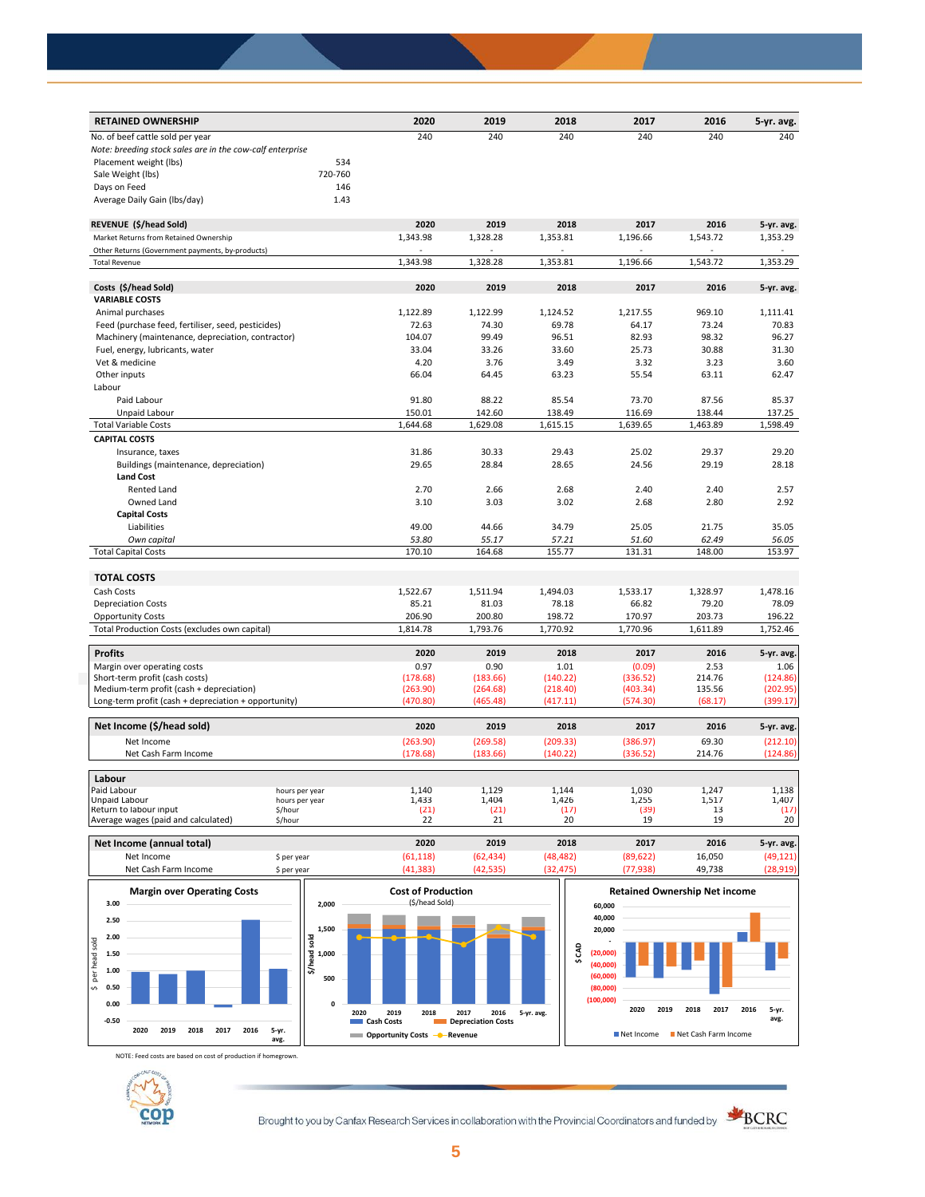| RETAINED OWNERSHIP | | 2020 | 2019 | 2018 | 2017 | 2016 | 5-yr. avg. |
|---|---|---|---|---|---|---|---|
| No. of beef cattle sold per year | | 240 | 240 | 240 | 240 | 240 | 240 |
| *Note: breeding stock sales are in the cow-calf enterprise* | | | | | | | |
| Placement weight (lbs) | 534 | | | | | | |
| Sale Weight (lbs) | 720-760 | | | | | | |
| Days on Feed | 146 | | | | | | |
| Average Daily Gain (lbs/day) | 1.43 | | | | | | |

| REVENUE ($/head Sold) | 2020 | 2019 | 2018 | 2017 | 2016 | 5-yr. avg. |
|---|---|---|---|---|---|---|
| Market Returns from Retained Ownership | 1,343.98 | 1,328.28 | 1,353.81 | 1,196.66 | 1,543.72 | 1,353.29 |
| Other Returns (Government payments, by-products) | - | - | - | - | - | - |
| Total Revenue | 1,343.98 | 1,328.28 | 1,353.81 | 1,196.66 | 1,543.72 | 1,353.29 |

| Costs ($/head Sold) | 2020 | 2019 | 2018 | 2017 | 2016 | 5-yr. avg. |
|---|---|---|---|---|---|---|
| **VARIABLE COSTS** | | | | | | |
| Animal purchases | 1,122.89 | 1,122.99 | 1,124.52 | 1,217.55 | 969.10 | 1,111.41 |
| Feed (purchase feed, fertiliser, seed, pesticides) | 72.63 | 74.30 | 69.78 | 64.17 | 73.24 | 70.83 |
| Machinery (maintenance, depreciation, contractor) | 104.07 | 99.49 | 96.51 | 82.93 | 98.32 | 96.27 |
| Fuel, energy, lubricants, water | 33.04 | 33.26 | 33.60 | 25.73 | 30.88 | 31.30 |
| Vet & medicine | 4.20 | 3.76 | 3.49 | 3.32 | 3.23 | 3.60 |
| Other inputs | 66.04 | 64.45 | 63.23 | 55.54 | 63.11 | 62.47 |
| Labour | | | | | | |
| Paid Labour | 91.80 | 88.22 | 85.54 | 73.70 | 87.56 | 85.37 |
| Unpaid Labour | 150.01 | 142.60 | 138.49 | 116.69 | 138.44 | 137.25 |
| Total Variable Costs | 1,644.68 | 1,629.08 | 1,615.15 | 1,639.65 | 1,463.89 | 1,598.49 |
| **CAPITAL COSTS** | | | | | | |
| Insurance, taxes | 31.86 | 30.33 | 29.43 | 25.02 | 29.37 | 29.20 |
| Buildings (maintenance, depreciation) | 29.65 | 28.84 | 28.65 | 24.56 | 29.19 | 28.18 |
| **Land Cost** | | | | | | |
| Rented Land | 2.70 | 2.66 | 2.68 | 2.40 | 2.40 | 2.57 |
| Owned Land | 3.10 | 3.03 | 3.02 | 2.68 | 2.80 | 2.92 |
| **Capital Costs** | | | | | | |
| Liabilities | 49.00 | 44.66 | 34.79 | 25.05 | 21.75 | 35.05 |
| *Own capital* | *53.80* | *55.17* | *57.21* | *51.60* | *62.49* | *56.05* |
| Total Capital Costs | 170.10 | 164.68 | 155.77 | 131.31 | 148.00 | 153.97 |

| TOTAL COSTS | 2020 | 2019 | 2018 | 2017 | 2016 | 5-yr. avg. |
|---|---|---|---|---|---|---|
| Cash Costs | 1,522.67 | 1,511.94 | 1,494.03 | 1,533.17 | 1,328.97 | 1,478.16 |
| Depreciation Costs | 85.21 | 81.03 | 78.18 | 66.82 | 79.20 | 78.09 |
| Opportunity Costs | 206.90 | 200.80 | 198.72 | 170.97 | 203.73 | 196.22 |
| Total Production Costs (excludes own capital) | 1,814.78 | 1,793.76 | 1,770.92 | 1,770.96 | 1,611.89 | 1,752.46 |

| Profits | 2020 | 2019 | 2018 | 2017 | 2016 | 5-yr. avg. |
|---|---|---|---|---|---|---|
| Margin over operating costs | 0.97 | 0.90 | 1.01 | (0.09) | 2.53 | 1.06 |
| Short-term profit (cash costs) | (178.68) | (183.66) | (140.22) | (336.52) | 214.76 | (124.86) |
| Medium-term profit (cash + depreciation) | (263.90) | (264.68) | (218.40) | (403.34) | 135.56 | (202.95) |
| Long-term profit (cash + depreciation + opportunity) | (470.80) | (465.48) | (417.11) | (574.30) | (68.17) | (399.17) |

| Net Income ($/head sold) | 2020 | 2019 | 2018 | 2017 | 2016 | 5-yr. avg. |
|---|---|---|---|---|---|---|
| Net Income | (263.90) | (269.58) | (209.33) | (386.97) | 69.30 | (212.10) |
| Net Cash Farm Income | (178.68) | (183.66) | (140.22) | (336.52) | 214.76 | (124.86) |

| Labour | | 2020 | 2019 | 2018 | 2017 | 2016 | 5-yr. avg. |
|---|---|---|---|---|---|---|---|
| Paid Labour | hours per year | 1,140 | 1,129 | 1,144 | 1,030 | 1,247 | 1,138 |
| Unpaid Labour | hours per year | 1,433 | 1,404 | 1,426 | 1,255 | 1,517 | 1,407 |
| Return to labour input | $/hour | (21) | (21) | (17) | (39) | 13 | (17) |
| Average wages (paid and calculated) | $/hour | 22 | 21 | 20 | 19 | 19 | 20 |

| Net Income (annual total) | | 2020 | 2019 | 2018 | 2017 | 2016 | 5-yr. avg. |
|---|---|---|---|---|---|---|---|
| Net Income | $ per year | (61,118) | (62,434) | (48,482) | (89,622) | 16,050 | (49,121) |
| Net Cash Farm Income | $ per year | (41,383) | (42,535) | (32,475) | (77,938) | 49,738 | (28,919) |

NOTE: Feed costs are based on cost of production if homegrown.

Brought to you by Canfax Research Services in collaboration with the Provincial Coordinators and funded by BCRC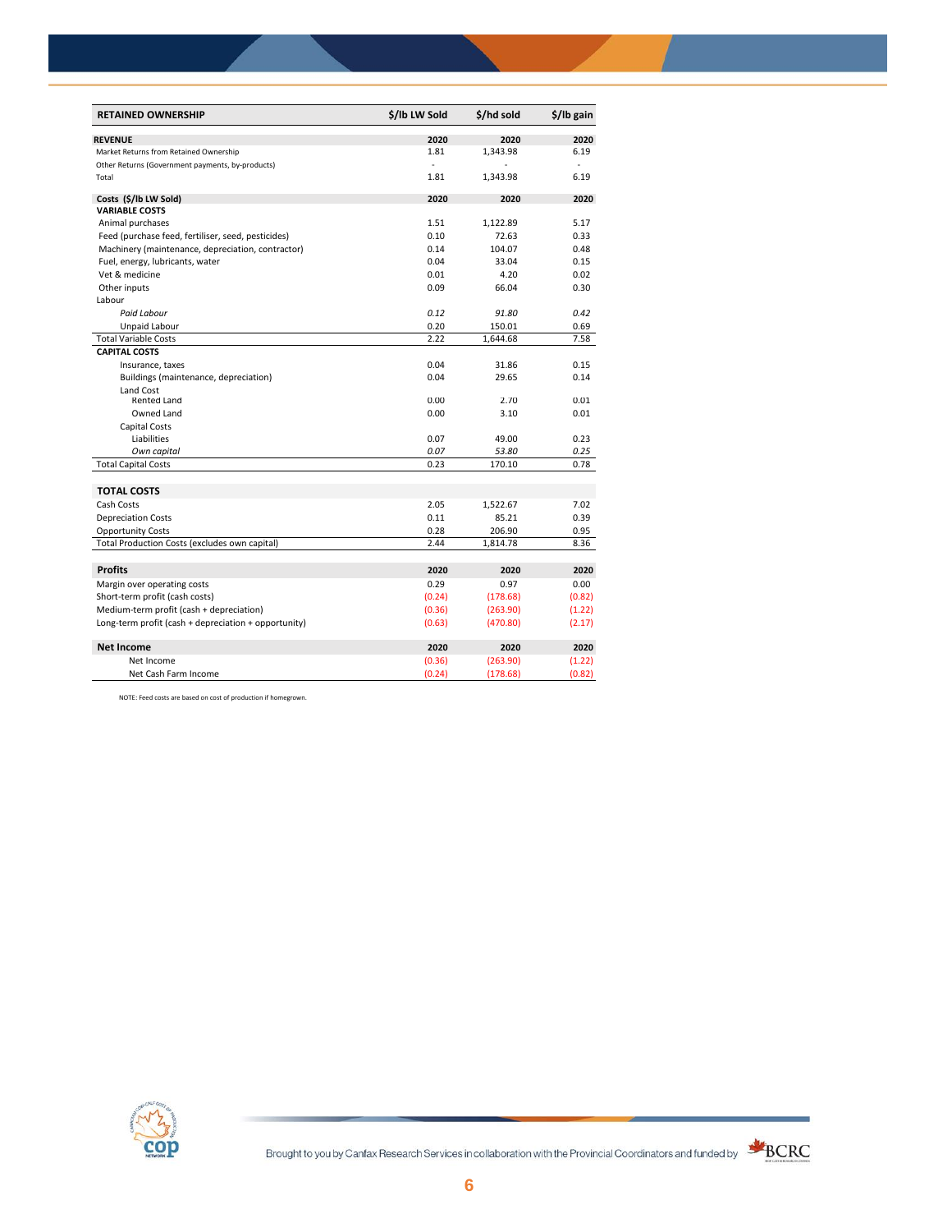| RETAINED OWNERSHIP | $/lb LW Sold | $/hd sold | $/lb gain |
|---|---|---|---|
| **REVENUE** | **2020** | **2020** | **2020** |
| Market Returns from Retained Ownership | 1.81 | 1,343.98 | 6.19 |
| Other Returns (Government payments, by-products) | - | - | - |
| Total | 1.81 | 1,343.98 | 6.19 |
| **Costs ($/lb LW Sold)** | **2020** | **2020** | **2020** |
| **VARIABLE COSTS** | | | |
| Animal purchases | 1.51 | 1,122.89 | 5.17 |
| Feed (purchase feed, fertiliser, seed, pesticides) | 0.10 | 72.63 | 0.33 |
| Machinery (maintenance, depreciation, contractor) | 0.14 | 104.07 | 0.48 |
| Fuel, energy, lubricants, water | 0.04 | 33.04 | 0.15 |
| Vet & medicine | 0.01 | 4.20 | 0.02 |
| Other inputs | 0.09 | 66.04 | 0.30 |
| Labour | | | |
| *Paid Labour* | *0.12* | *91.80* | *0.42* |
| Unpaid Labour | 0.20 | 150.01 | 0.69 |
| Total Variable Costs | 2.22 | 1,644.68 | 7.58 |
| **CAPITAL COSTS** | | | |
| Insurance, taxes | 0.04 | 31.86 | 0.15 |
| Buildings (maintenance, depreciation) | 0.04 | 29.65 | 0.14 |
| Land Cost | | | |
| Rented Land | 0.00 | 2.70 | 0.01 |
| Owned Land | 0.00 | 3.10 | 0.01 |
| Capital Costs | | | |
| Liabilities | 0.07 | 49.00 | 0.23 |
| *Own capital* | *0.07* | *53.80* | *0.25* |
| Total Capital Costs | 0.23 | 170.10 | 0.78 |
| **TOTAL COSTS** | | | |
| Cash Costs | 2.05 | 1,522.67 | 7.02 |
| Depreciation Costs | 0.11 | 85.21 | 0.39 |
| Opportunity Costs | 0.28 | 206.90 | 0.95 |
| Total Production Costs (excludes own capital) | 2.44 | 1,814.78 | 8.36 |
| **Profits** | **2020** | **2020** | **2020** |
| Margin over operating costs | 0.29 | 0.97 | 0.00 |
| Short-term profit (cash costs) | (0.24) | (178.68) | (0.82) |
| Medium-term profit (cash + depreciation) | (0.36) | (263.90) | (1.22) |
| Long-term profit (cash + depreciation + opportunity) | (0.63) | (470.80) | (2.17) |
| **Net Income** | **2020** | **2020** | **2020** |
| Net Income | (0.36) | (263.90) | (1.22) |
| Net Cash Farm Income | (0.24) | (178.68) | (0.82) |

NOTE: Feed costs are based on cost of production if homegrown.

Brought to you by Canfax Research Services in collaboration with the Provincial Coordinators and funded by BCRC